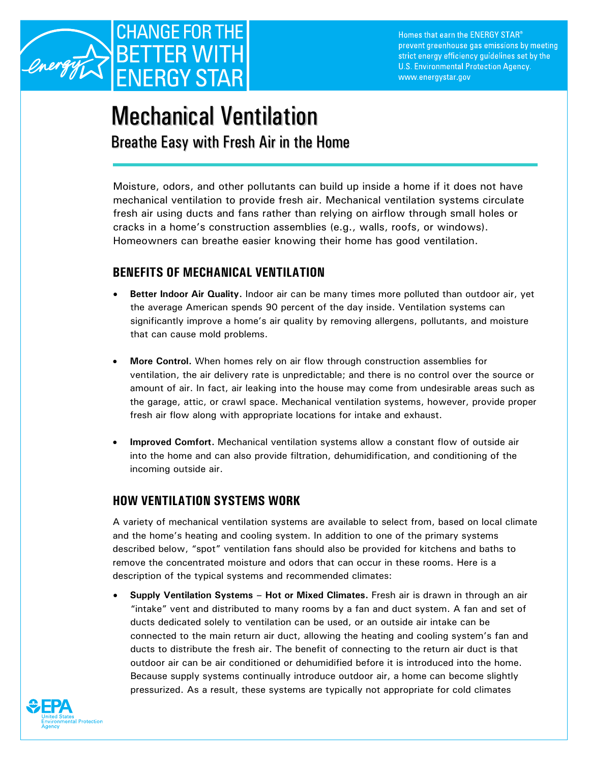CHANGE FOR THE BETTER WITH ENERGY STAR

Homes that earn the ENERGY STAR® prevent greenhouse gas emissions by meeting strict energy efficiency guidelines set by the U.S. Environmental Protection Agency. www.energystar.gov

# Mechanical Ventilation

## Breathe Easy with Fresh Air in the Home

Moisture, odors, and other pollutants can build up inside a home if it does not have mechanical ventilation to provide fresh air. Mechanical ventilation systems circulate fresh air using ducts and fans rather than relying on airflow through small holes or cracks in a home's construction assemblies (e.g., walls, roofs, or windows). Homeowners can breathe easier knowing their home has good ventilation.

## BENEFITS OF MECHANICAL VENTILATION

- **Better Indoor Air Quality.** Indoor air can be many times more polluted than outdoor air, yet the average American spends 90 percent of the day inside. Ventilation systems can significantly improve a home's air quality by removing allergens, pollutants, and moisture that can cause mold problems.

- **More Control.** When homes rely on air flow through construction assemblies for ventilation, the air delivery rate is unpredictable; and there is no control over the source or amount of air. In fact, air leaking into the house may come from undesirable areas such as the garage, attic, or crawl space. Mechanical ventilation systems, however, provide proper fresh air flow along with appropriate locations for intake and exhaust.

- **Improved Comfort.** Mechanical ventilation systems allow a constant flow of outside air into the home and can also provide filtration, dehumidification, and conditioning of the incoming outside air.

## HOW VENTILATION SYSTEMS WORK

A variety of mechanical ventilation systems are available to select from, based on local climate and the home's heating and cooling system. In addition to one of the primary systems described below, "spot" ventilation fans should also be provided for kitchens and baths to remove the concentrated moisture and odors that can occur in these rooms. Here is a description of the typical systems and recommended climates:

- **Supply Ventilation Systems – Hot or Mixed Climates.** Fresh air is drawn in through an air "intake" vent and distributed to many rooms by a fan and duct system. A fan and set of ducts dedicated solely to ventilation can be used, or an outside air intake can be connected to the main return air duct, allowing the heating and cooling system's fan and ducts to distribute the fresh air. The benefit of connecting to the return air duct is that outdoor air can be air conditioned or dehumidified before it is introduced into the home. Because supply systems continually introduce outdoor air, a home can become slightly pressurized. As a result, these systems are typically not appropriate for cold climates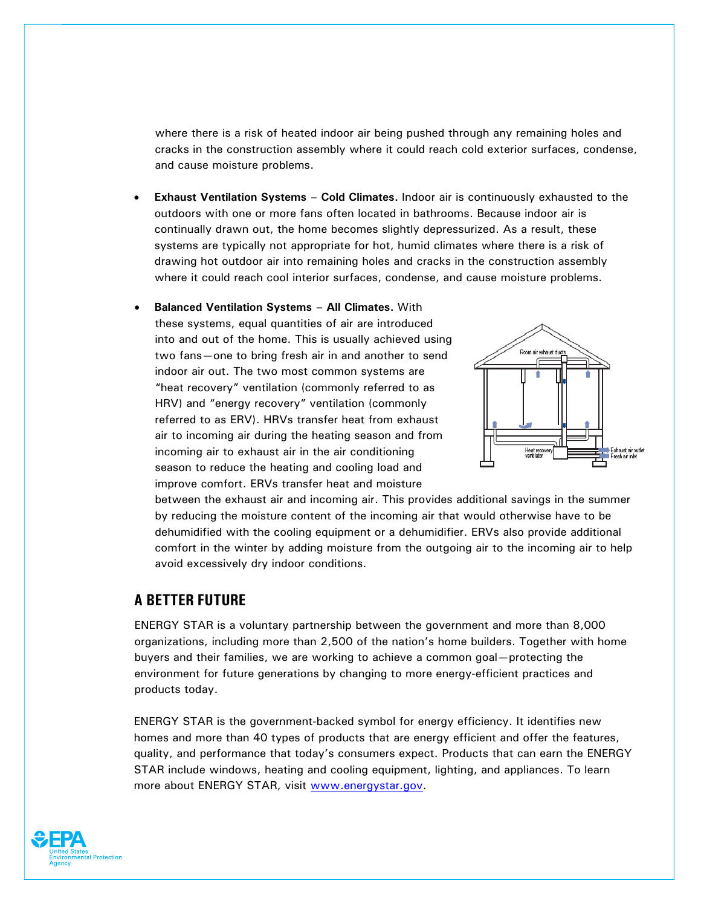where there is a risk of heated indoor air being pushed through any remaining holes and cracks in the construction assembly where it could reach cold exterior surfaces, condense, and cause moisture problems.

- **Exhaust Ventilation Systems – Cold Climates.** Indoor air is continuously exhausted to the outdoors with one or more fans often located in bathrooms. Because indoor air is continually drawn out, the home becomes slightly depressurized. As a result, these systems are typically not appropriate for hot, humid climates where there is a risk of drawing hot outdoor air into remaining holes and cracks in the construction assembly where it could reach cool interior surfaces, condense, and cause moisture problems.

- **Balanced Ventilation Systems – All Climates.** With these systems, equal quantities of air are introduced into and out of the home. This is usually achieved using two fans—one to bring fresh air in and another to send indoor air out. The two most common systems are "heat recovery" ventilation (commonly referred to as HRV) and "energy recovery" ventilation (commonly referred to as ERV). HRVs transfer heat from exhaust air to incoming air during the heating season and from incoming air to exhaust air in the air conditioning season to reduce the heating and cooling load and improve comfort. ERVs transfer heat and moisture between the exhaust air and incoming air. This provides additional savings in the summer by reducing the moisture content of the incoming air that would otherwise have to be dehumidified with the cooling equipment or a dehumidifier. ERVs also provide additional comfort in the winter by adding moisture from the outgoing air to the incoming air to help avoid excessively dry indoor conditions.

Room air exhaust ducts

Heat recovery ventilator

Exhaust air outlet

Fresh air inlet

## A BETTER FUTURE

ENERGY STAR is a voluntary partnership between the government and more than 8,000 organizations, including more than 2,500 of the nation's home builders. Together with home buyers and their families, we are working to achieve a common goal—protecting the environment for future generations by changing to more energy-efficient practices and products today.

ENERGY STAR is the government-backed symbol for energy efficiency. It identifies new homes and more than 40 types of products that are energy efficient and offer the features, quality, and performance that today's consumers expect. Products that can earn the ENERGY STAR include windows, heating and cooling equipment, lighting, and appliances. To learn more about ENERGY STAR, visit [www.energystar.gov](http://www.energystar.gov).

EPA United States Environmental Protection Agency